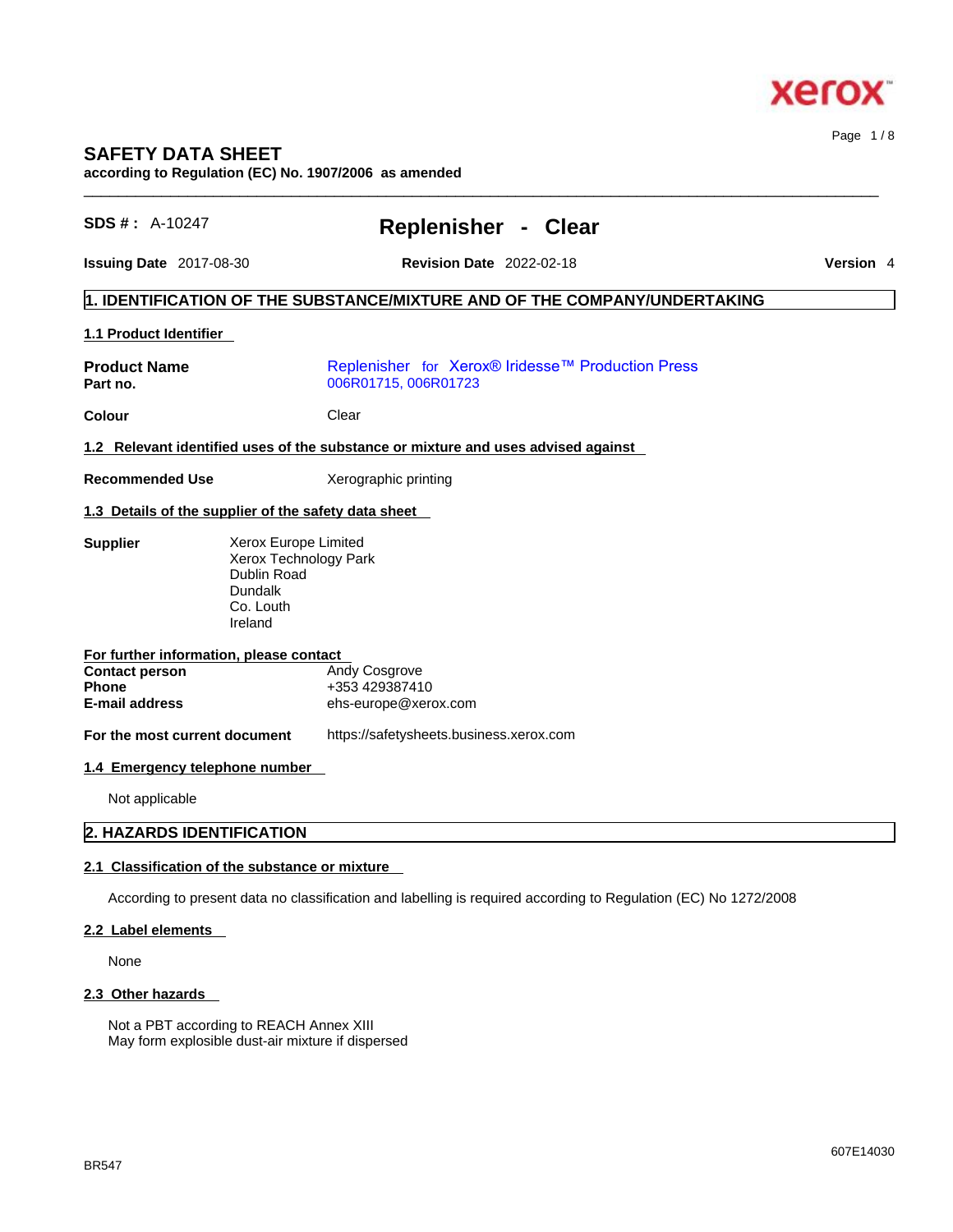# SAFETY DATA SHEET

**according to Regulation (EC) No. 1907/2006 as amended**

**SDS # :** A-10247 **Replenisher - Clear**

**Issuing Date** 2017-08-30 **Revision Date** 2022-02-18 **Version** 4

## 1. IDENTIFICATION OF THE SUBSTANCE/MIXTURE AND OF THE COMPANY/UNDERTAKING

### 1.1 Product Identifier

**Product Name** Replenisher for Xerox® Iridesse™ Production Press
**Part no.** 006R01715, 006R01723

**Colour** Clear

### 1.2 Relevant identified uses of the substance or mixture and uses advised against

**Recommended Use** Xerographic printing

### 1.3 Details of the supplier of the safety data sheet

**Supplier**
Xerox Europe Limited
Xerox Technology Park
Dublin Road
Dundalk
Co. Louth
Ireland

**For further information, please contact**

**Contact person** Andy Cosgrove
**Phone** +353 429387410
**E-mail address** ehs-europe@xerox.com

**For the most current document** https://safetysheets.business.xerox.com

### 1.4 Emergency telephone number

Not applicable

## 2. HAZARDS IDENTIFICATION

### 2.1 Classification of the substance or mixture

According to present data no classification and labelling is required according to Regulation (EC) No 1272/2008

### 2.2 Label elements

None

### 2.3 Other hazards

Not a PBT according to REACH Annex XIII
May form explosible dust-air mixture if dispersed

BR547 607E14030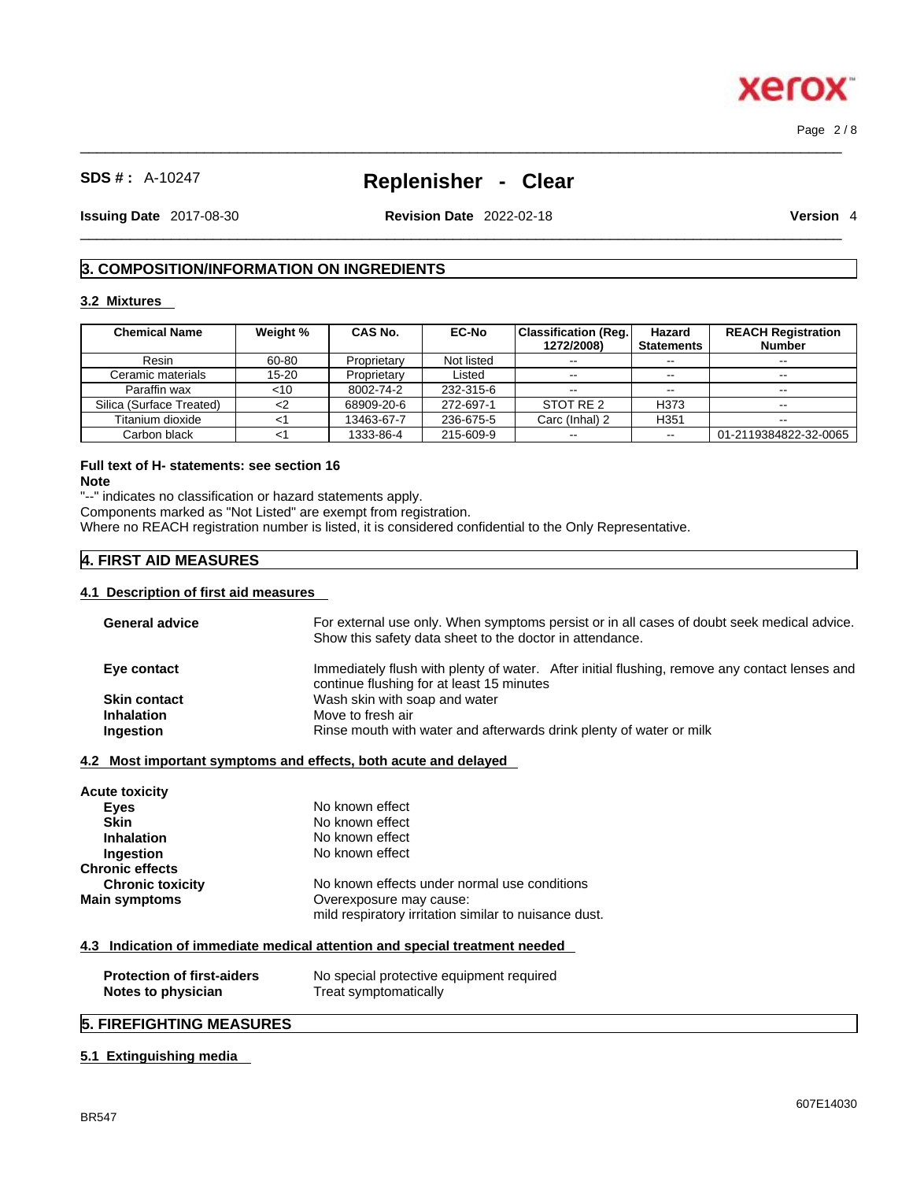**SDS # :** A-10247

# Replenisher - Clear

**Issuing Date** 2017-08-30 **Revision Date** 2022-02-18 **Version** 4

## 3. COMPOSITION/INFORMATION ON INGREDIENTS

### 3.2 Mixtures

| Chemical Name | Weight % | CAS No. | EC-No | Classification (Reg. 1272/2008) | Hazard Statements | REACH Registration Number |
|---|---|---|---|---|---|---|
| Resin | 60-80 | Proprietary | Not listed | -- | -- | -- |
| Ceramic materials | 15-20 | Proprietary | Listed | -- | -- | -- |
| Paraffin wax | <10 | 8002-74-2 | 232-315-6 | -- | -- | -- |
| Silica (Surface Treated) | <2 | 68909-20-6 | 272-697-1 | STOT RE 2 | H373 | -- |
| Titanium dioxide | <1 | 13463-67-7 | 236-675-5 | Carc (Inhal) 2 | H351 | -- |
| Carbon black | <1 | 1333-86-4 | 215-609-9 | -- | -- | 01-2119384822-32-0065 |

**Full text of H- statements: see section 16**

**Note**

"--" indicates no classification or hazard statements apply.

Components marked as "Not Listed" are exempt from registration.

Where no REACH registration number is listed, it is considered confidential to the Only Representative.

## 4. FIRST AID MEASURES

### 4.1 Description of first aid measures

**General advice** For external use only. When symptoms persist or in all cases of doubt seek medical advice. Show this safety data sheet to the doctor in attendance.

**Eye contact** Immediately flush with plenty of water. After initial flushing, remove any contact lenses and continue flushing for at least 15 minutes

**Skin contact** Wash skin with soap and water

**Inhalation** Move to fresh air

**Ingestion** Rinse mouth with water and afterwards drink plenty of water or milk

### 4.2 Most important symptoms and effects, both acute and delayed

**Acute toxicity**

**Eyes** No known effect

**Skin** No known effect

**Inhalation** No known effect

**Ingestion** No known effect

**Chronic effects**

**Chronic toxicity** No known effects under normal use conditions

**Main symptoms** Overexposure may cause:
mild respiratory irritation similar to nuisance dust.

### 4.3 Indication of immediate medical attention and special treatment needed

**Protection of first-aiders** No special protective equipment required

**Notes to physician** Treat symptomatically

## 5. FIREFIGHTING MEASURES

### 5.1 Extinguishing media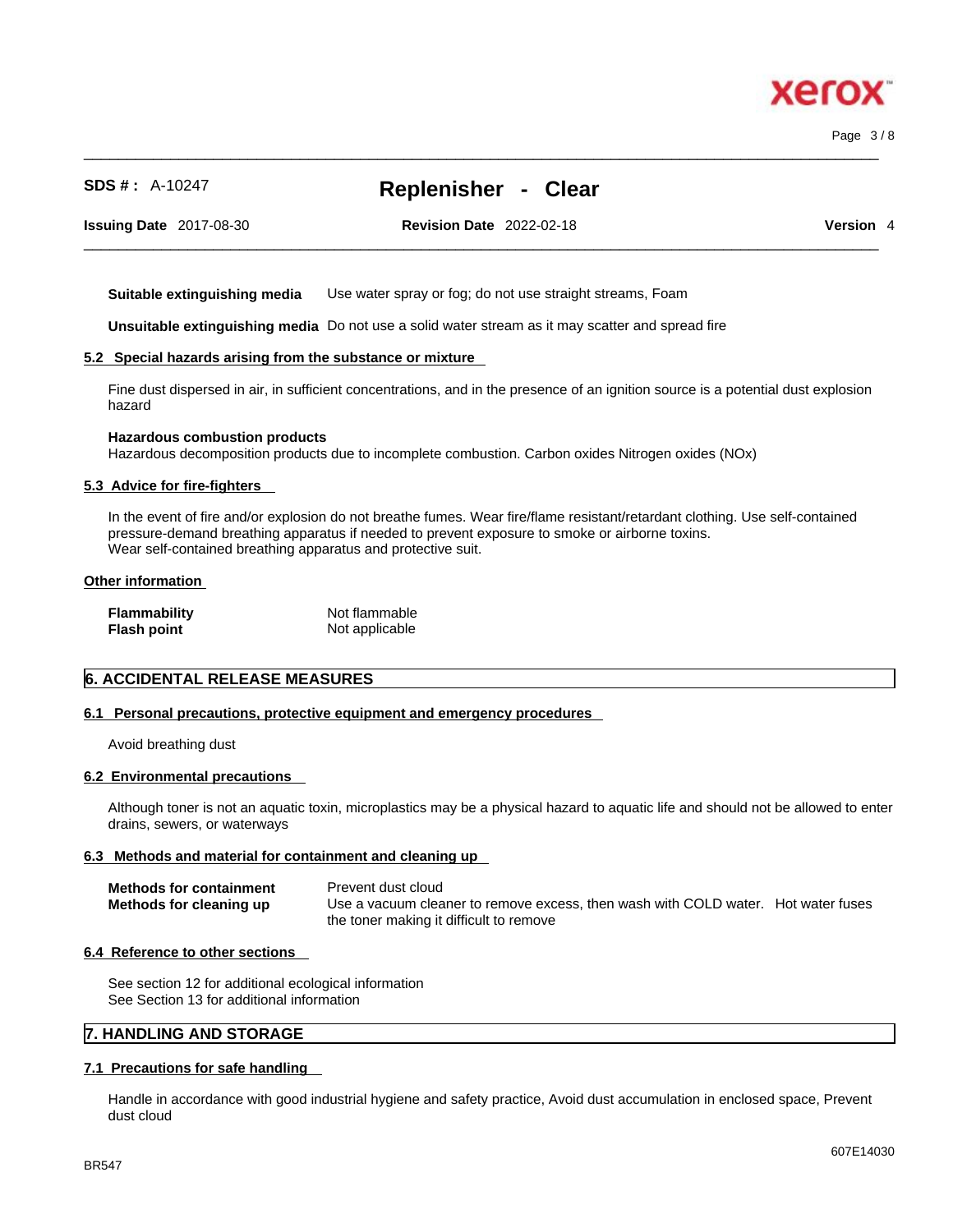| | |
|---|---|
| **Suitable extinguishing media** | Use water spray or fog; do not use straight streams, Foam |
| **Unsuitable extinguishing media** | Do not use a solid water stream as it may scatter and spread fire |

### 5.2 Special hazards arising from the substance or mixture

Fine dust dispersed in air, in sufficient concentrations, and in the presence of an ignition source is a potential dust explosion hazard

**Hazardous combustion products**
Hazardous decomposition products due to incomplete combustion. Carbon oxides Nitrogen oxides (NOx)

### 5.3 Advice for fire-fighters

In the event of fire and/or explosion do not breathe fumes. Wear fire/flame resistant/retardant clothing. Use self-contained pressure-demand breathing apparatus if needed to prevent exposure to smoke or airborne toxins.
Wear self-contained breathing apparatus and protective suit.

### Other information

| | |
|---|---|
| **Flammability** | Not flammable |
| **Flash point** | Not applicable |

## 6. ACCIDENTAL RELEASE MEASURES

### 6.1 Personal precautions, protective equipment and emergency procedures

Avoid breathing dust

### 6.2 Environmental precautions

Although toner is not an aquatic toxin, microplastics may be a physical hazard to aquatic life and should not be allowed to enter drains, sewers, or waterways

### 6.3 Methods and material for containment and cleaning up

| | |
|---|---|
| **Methods for containment** | Prevent dust cloud |
| **Methods for cleaning up** | Use a vacuum cleaner to remove excess, then wash with COLD water. Hot water fuses the toner making it difficult to remove |

### 6.4 Reference to other sections

See section 12 for additional ecological information
See Section 13 for additional information

## 7. HANDLING AND STORAGE

### 7.1 Precautions for safe handling

Handle in accordance with good industrial hygiene and safety practice, Avoid dust accumulation in enclosed space, Prevent dust cloud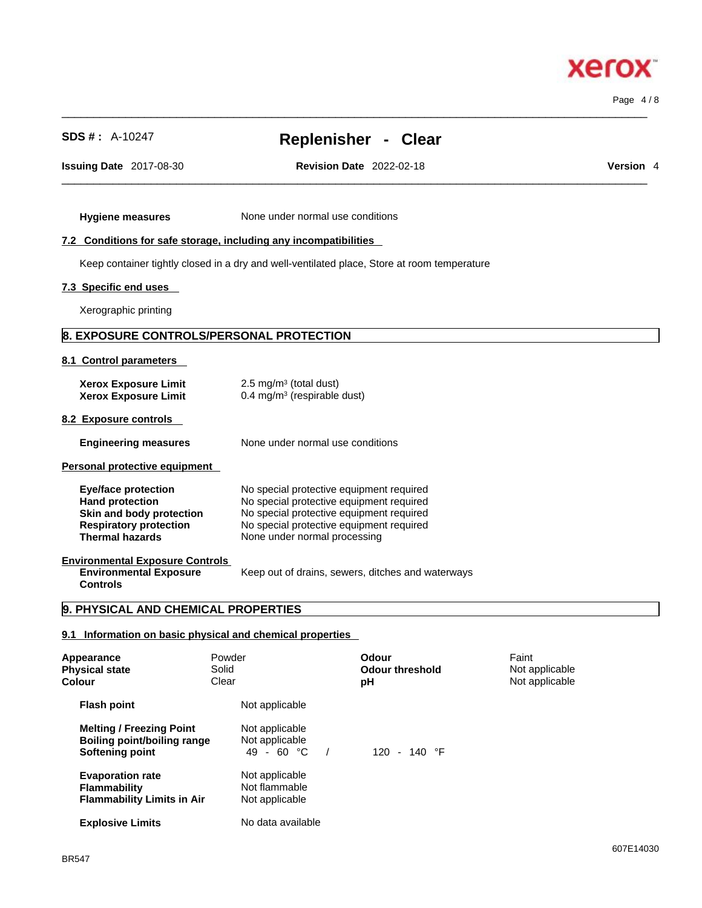**SDS # :** A-10247 **Replenisher - Clear**

**Issuing Date** 2017-08-30 **Revision Date** 2022-02-18 **Version** 4

**Hygiene measures** None under normal use conditions

### 7.2 Conditions for safe storage, including any incompatibilities

Keep container tightly closed in a dry and well-ventilated place, Store at room temperature

### 7.3 Specific end uses

Xerographic printing

## 8. EXPOSURE CONTROLS/PERSONAL PROTECTION

### 8.1 Control parameters

| | |
|---|---|
| **Xerox Exposure Limit** | 2.5 mg/m³ (total dust) |
| **Xerox Exposure Limit** | 0.4 mg/m³ (respirable dust) |

### 8.2 Exposure controls

**Engineering measures** None under normal use conditions

### Personal protective equipment

| | |
|---|---|
| **Eye/face protection** | No special protective equipment required |
| **Hand protection** | No special protective equipment required |
| **Skin and body protection** | No special protective equipment required |
| **Respiratory protection** | No special protective equipment required |
| **Thermal hazards** | None under normal processing |

### Environmental Exposure Controls

**Environmental Exposure Controls** Keep out of drains, sewers, ditches and waterways

## 9. PHYSICAL AND CHEMICAL PROPERTIES

### 9.1 Information on basic physical and chemical properties

| | | | |
|---|---|---|---|
| **Appearance** | Powder | **Odour** | Faint |
| **Physical state** | Solid | **Odour threshold** | Not applicable |
| **Colour** | Clear | **pH** | Not applicable |

| | | |
|---|---|---|
| **Flash point** | Not applicable | |
| **Melting / Freezing Point** | Not applicable | |
| **Boiling point/boiling range** | Not applicable | |
| **Softening point** | 49 - 60 °C / | 120 - 140 °F |
| **Evaporation rate** | Not applicable | |
| **Flammability** | Not flammable | |
| **Flammability Limits in Air** | Not applicable | |
| **Explosive Limits** | No data available | |

BR547

607E14030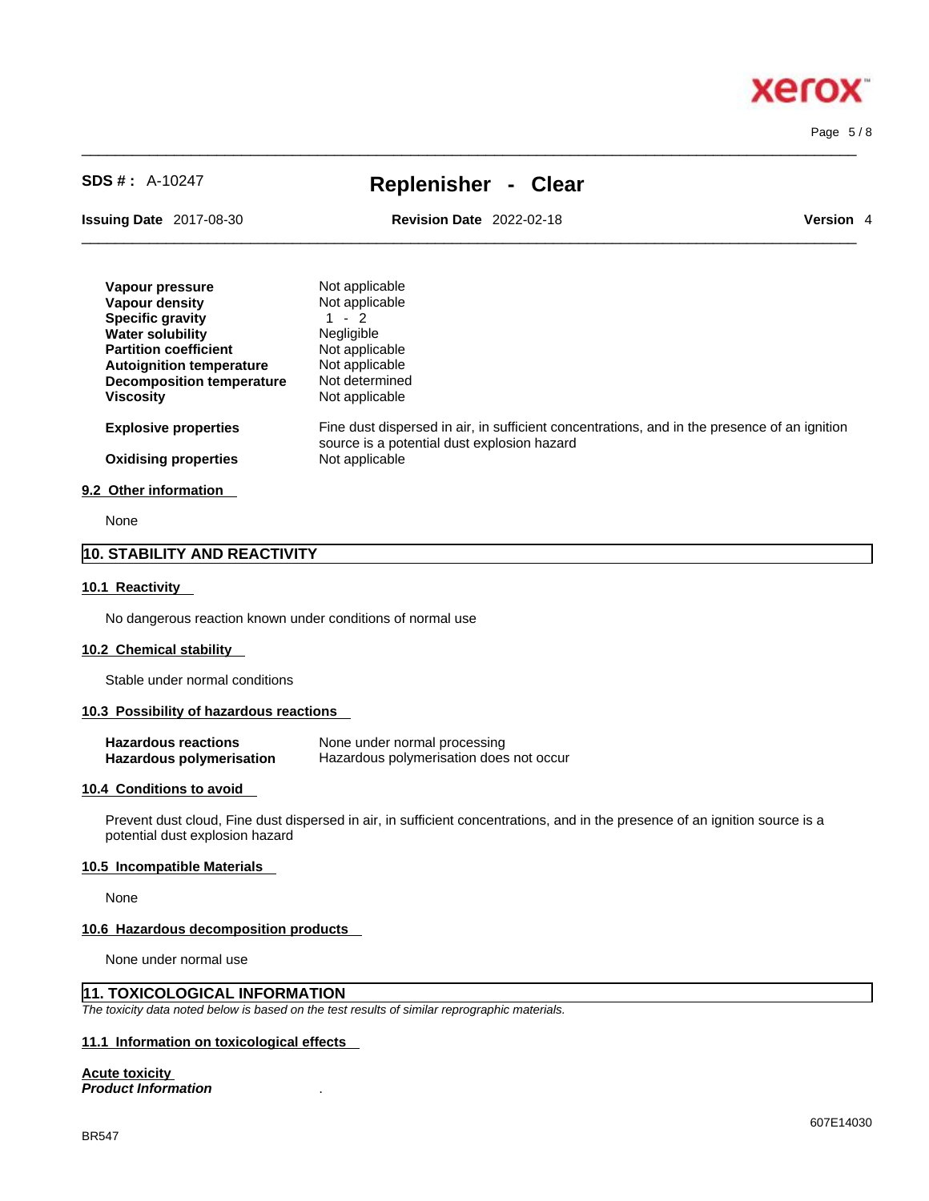| | |
|---|---|
| **Vapour pressure** | Not applicable |
| **Vapour density** | Not applicable |
| **Specific gravity** | 1 - 2 |
| **Water solubility** | Negligible |
| **Partition coefficient** | Not applicable |
| **Autoignition temperature** | Not applicable |
| **Decomposition temperature** | Not determined |
| **Viscosity** | Not applicable |
| **Explosive properties** | Fine dust dispersed in air, in sufficient concentrations, and in the presence of an ignition source is a potential dust explosion hazard |
| **Oxidising properties** | Not applicable |

### 9.2 Other information

None

## 10. STABILITY AND REACTIVITY

### 10.1 Reactivity

No dangerous reaction known under conditions of normal use

### 10.2 Chemical stability

Stable under normal conditions

### 10.3 Possibility of hazardous reactions

| | |
|---|---|
| **Hazardous reactions** | None under normal processing |
| **Hazardous polymerisation** | Hazardous polymerisation does not occur |

### 10.4 Conditions to avoid

Prevent dust cloud, Fine dust dispersed in air, in sufficient concentrations, and in the presence of an ignition source is a potential dust explosion hazard

### 10.5 Incompatible Materials

None

### 10.6 Hazardous decomposition products

None under normal use

## 11. TOXICOLOGICAL INFORMATION

*The toxicity data noted below is based on the test results of similar reprographic materials.*

### 11.1 Information on toxicological effects

**Acute toxicity**

***Product Information*** .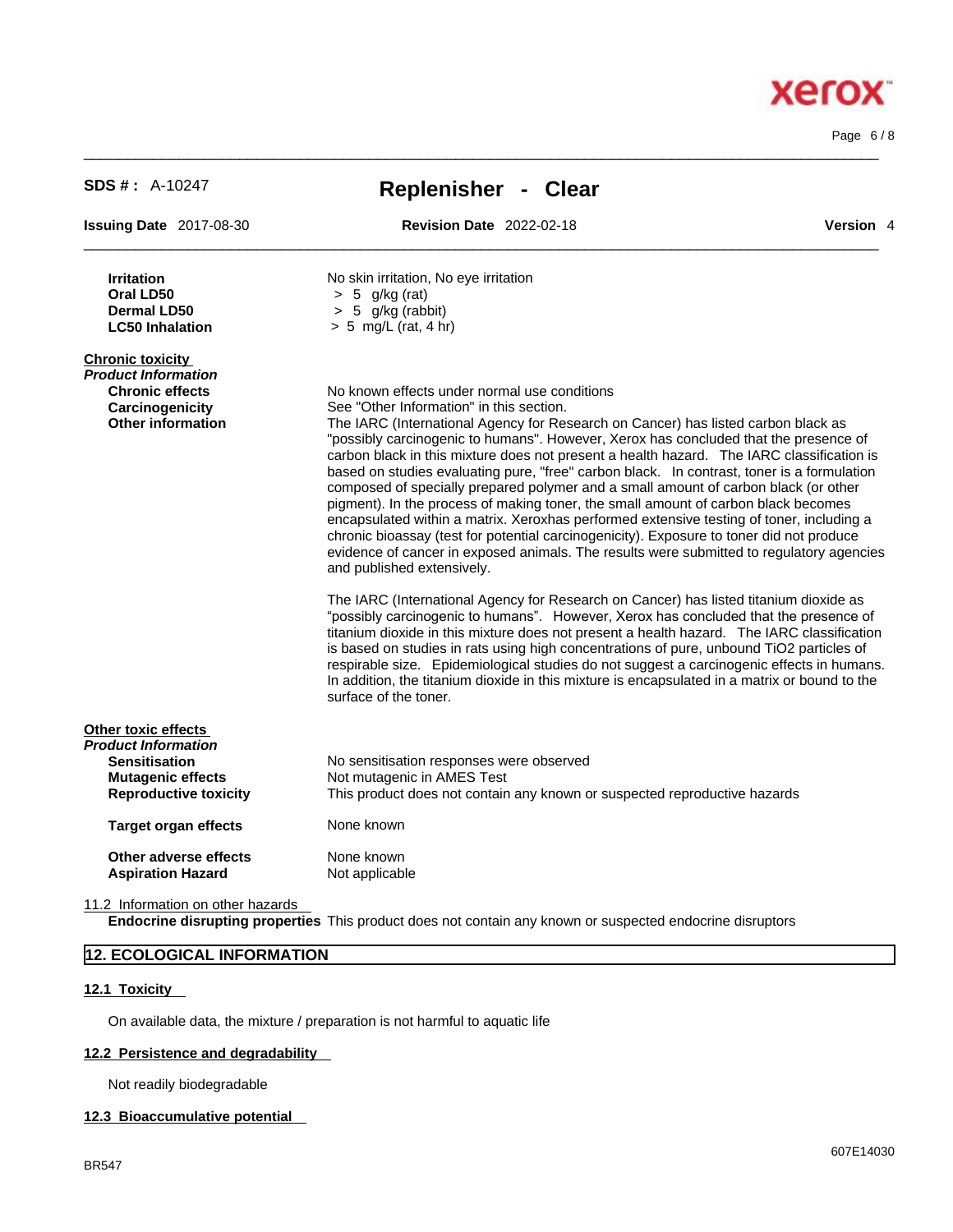| | |
|---|---|
| **Irritation** | No skin irritation, No eye irritation |
| **Oral LD50** | > 5 g/kg (rat) |
| **Dermal LD50** | > 5 g/kg (rabbit) |
| **LC50 Inhalation** | > 5 mg/L (rat, 4 hr) |

**Chronic toxicity**

***Product Information***

**Chronic effects** — No known effects under normal use conditions

**Carcinogenicity** — See "Other Information" in this section.

**Other information** — The IARC (International Agency for Research on Cancer) has listed carbon black as "possibly carcinogenic to humans". However, Xerox has concluded that the presence of carbon black in this mixture does not present a health hazard. The IARC classification is based on studies evaluating pure, "free" carbon black. In contrast, toner is a formulation composed of specially prepared polymer and a small amount of carbon black (or other pigment). In the process of making toner, the small amount of carbon black becomes encapsulated within a matrix. Xeroxhas performed extensive testing of toner, including a chronic bioassay (test for potential carcinogenicity). Exposure to toner did not produce evidence of cancer in exposed animals. The results were submitted to regulatory agencies and published extensively.

The IARC (International Agency for Research on Cancer) has listed titanium dioxide as "possibly carcinogenic to humans". However, Xerox has concluded that the presence of titanium dioxide in this mixture does not present a health hazard. The IARC classification is based on studies in rats using high concentrations of pure, unbound $TiO_2$ particles of respirable size. Epidemiological studies do not suggest a carcinogenic effects in humans. In addition, the titanium dioxide in this mixture is encapsulated in a matrix or bound to the surface of the toner.

**Other toxic effects**

***Product Information***

| | |
|---|---|
| **Sensitisation** | No sensitisation responses were observed |
| **Mutagenic effects** | Not mutagenic in AMES Test |
| **Reproductive toxicity** | This product does not contain any known or suspected reproductive hazards |
| **Target organ effects** | None known |
| **Other adverse effects** | None known |
| **Aspiration Hazard** | Not applicable |

11.2 Information on other hazards

**Endocrine disrupting properties** This product does not contain any known or suspected endocrine disruptors

## 12. ECOLOGICAL INFORMATION

### 12.1 Toxicity

On available data, the mixture / preparation is not harmful to aquatic life

### 12.2 Persistence and degradability

Not readily biodegradable

### 12.3 Bioaccumulative potential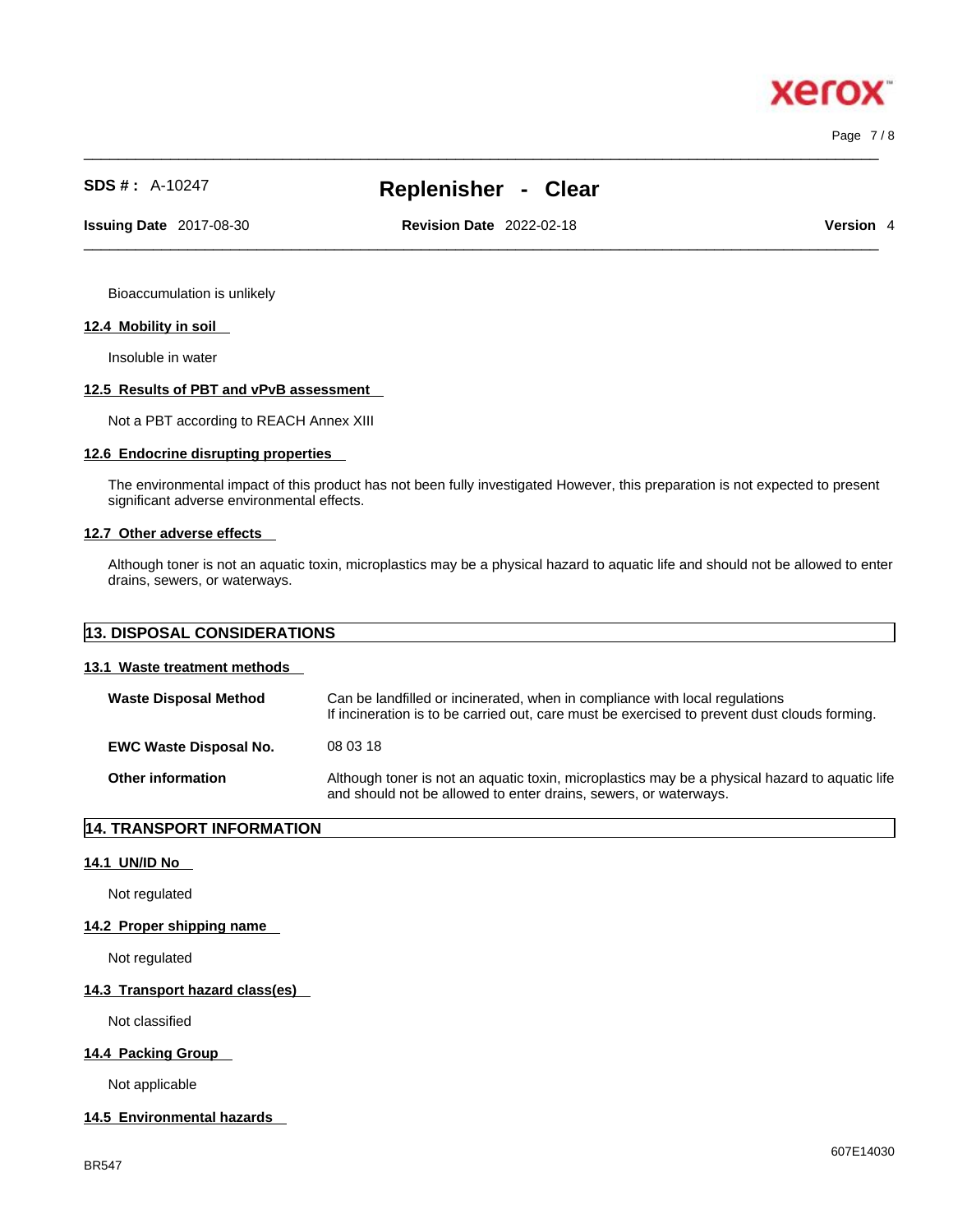Bioaccumulation is unlikely

### 12.4 Mobility in soil

Insoluble in water

### 12.5 Results of PBT and vPvB assessment

Not a PBT according to REACH Annex XIII

### 12.6 Endocrine disrupting properties

The environmental impact of this product has not been fully investigated However, this preparation is not expected to present significant adverse environmental effects.

### 12.7 Other adverse effects

Although toner is not an aquatic toxin, microplastics may be a physical hazard to aquatic life and should not be allowed to enter drains, sewers, or waterways.

## 13. DISPOSAL CONSIDERATIONS

### 13.1 Waste treatment methods

| | |
|---|---|
| **Waste Disposal Method** | Can be landfilled or incinerated, when in compliance with local regulations<br>If incineration is to be carried out, care must be exercised to prevent dust clouds forming. |
| **EWC Waste Disposal No.** | 08 03 18 |
| **Other information** | Although toner is not an aquatic toxin, microplastics may be a physical hazard to aquatic life and should not be allowed to enter drains, sewers, or waterways. |

## 14. TRANSPORT INFORMATION

### 14.1 UN/ID No

Not regulated

### 14.2 Proper shipping name

Not regulated

### 14.3 Transport hazard class(es)

Not classified

### 14.4 Packing Group

Not applicable

### 14.5 Environmental hazards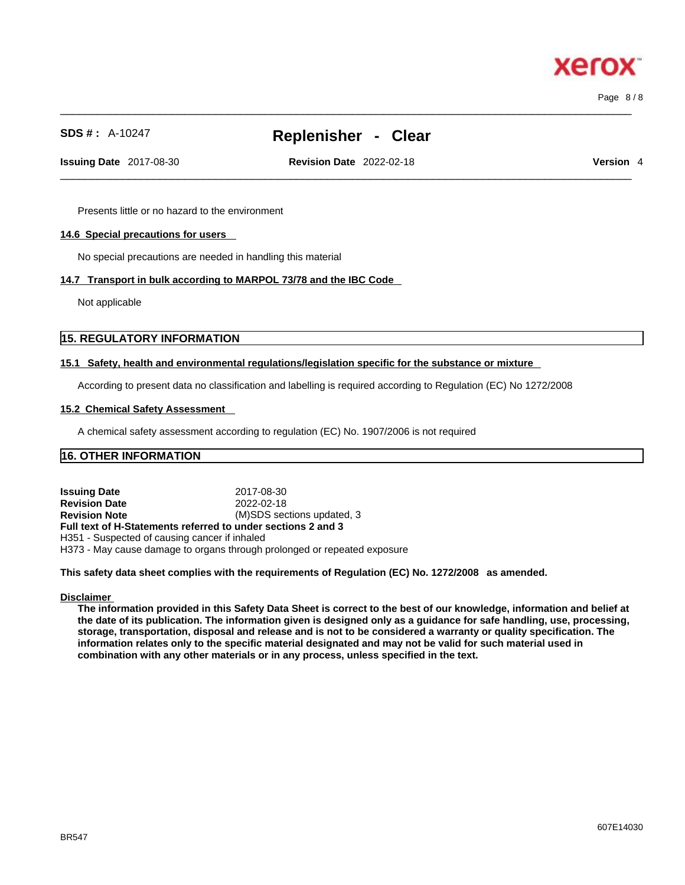Presents little or no hazard to the environment

### 14.6 Special precautions for users

No special precautions are needed in handling this material

### 14.7 Transport in bulk according to MARPOL 73/78 and the IBC Code

Not applicable

## 15. REGULATORY INFORMATION

### 15.1 Safety, health and environmental regulations/legislation specific for the substance or mixture

According to present data no classification and labelling is required according to Regulation (EC) No 1272/2008

### 15.2 Chemical Safety Assessment

A chemical safety assessment according to regulation (EC) No. 1907/2006 is not required

## 16. OTHER INFORMATION

**Issuing Date** 2017-08-30
**Revision Date** 2022-02-18
**Revision Note** (M)SDS sections updated, 3

**Full text of H-Statements referred to under sections 2 and 3**

H351 - Suspected of causing cancer if inhaled
H373 - May cause damage to organs through prolonged or repeated exposure

**This safety data sheet complies with the requirements of Regulation (EC) No. 1272/2008 as amended.**

**Disclaimer**

**The information provided in this Safety Data Sheet is correct to the best of our knowledge, information and belief at the date of its publication. The information given is designed only as a guidance for safe handling, use, processing, storage, transportation, disposal and release and is not to be considered a warranty or quality specification. The information relates only to the specific material designated and may not be valid for such material used in combination with any other materials or in any process, unless specified in the text.**